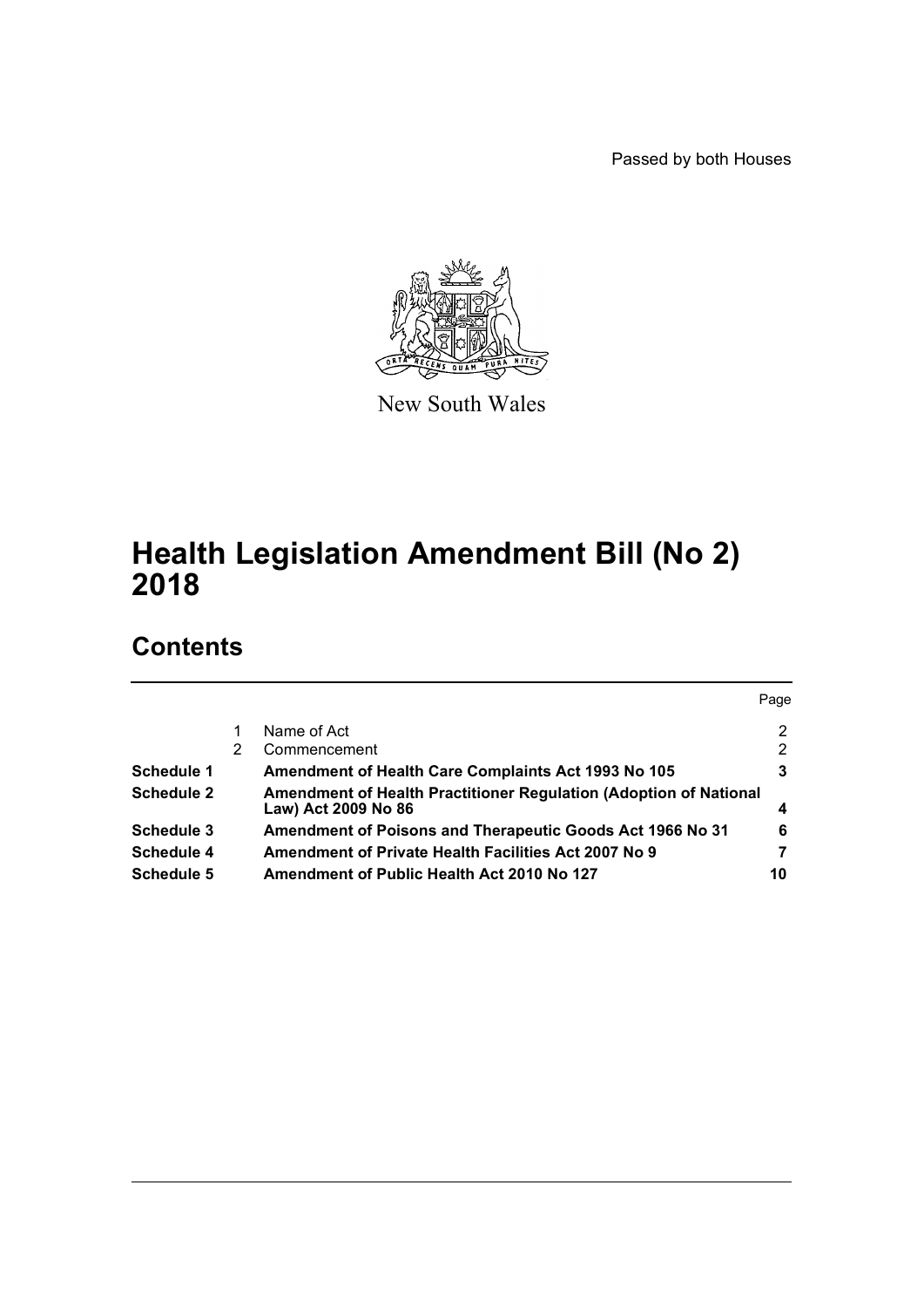Passed by both Houses

New South Wales

# Health Legislation Amendment Bill (No 2) 2018

## Contents

| | | | Page |
|---|---|---|---|
| | 1 | Name of Act | 2 |
| | 2 | Commencement | 2 |
| **Schedule 1** | | **Amendment of Health Care Complaints Act 1993 No 105** | **3** |
| **Schedule 2** | | **Amendment of Health Practitioner Regulation (Adoption of National Law) Act 2009 No 86** | **4** |
| **Schedule 3** | | **Amendment of Poisons and Therapeutic Goods Act 1966 No 31** | **6** |
| **Schedule 4** | | **Amendment of Private Health Facilities Act 2007 No 9** | **7** |
| **Schedule 5** | | **Amendment of Public Health Act 2010 No 127** | **10** |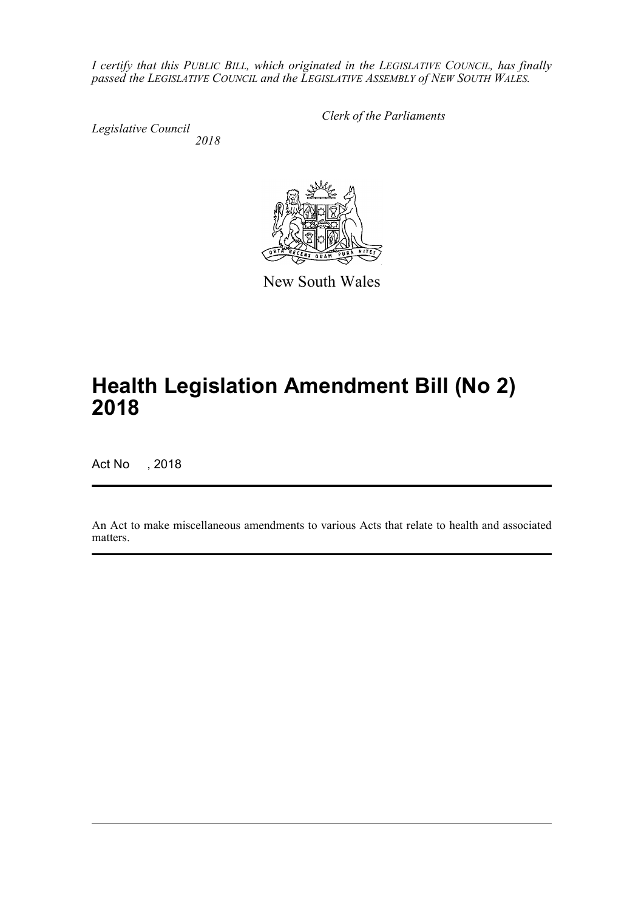*I certify that this PUBLIC BILL, which originated in the LEGISLATIVE COUNCIL, has finally passed the LEGISLATIVE COUNCIL and the LEGISLATIVE ASSEMBLY of NEW SOUTH WALES.*

*Clerk of the Parliaments*

*Legislative Council*

*2018*

New South Wales

# Health Legislation Amendment Bill (No 2) 2018

Act No , 2018

An Act to make miscellaneous amendments to various Acts that relate to health and associated matters.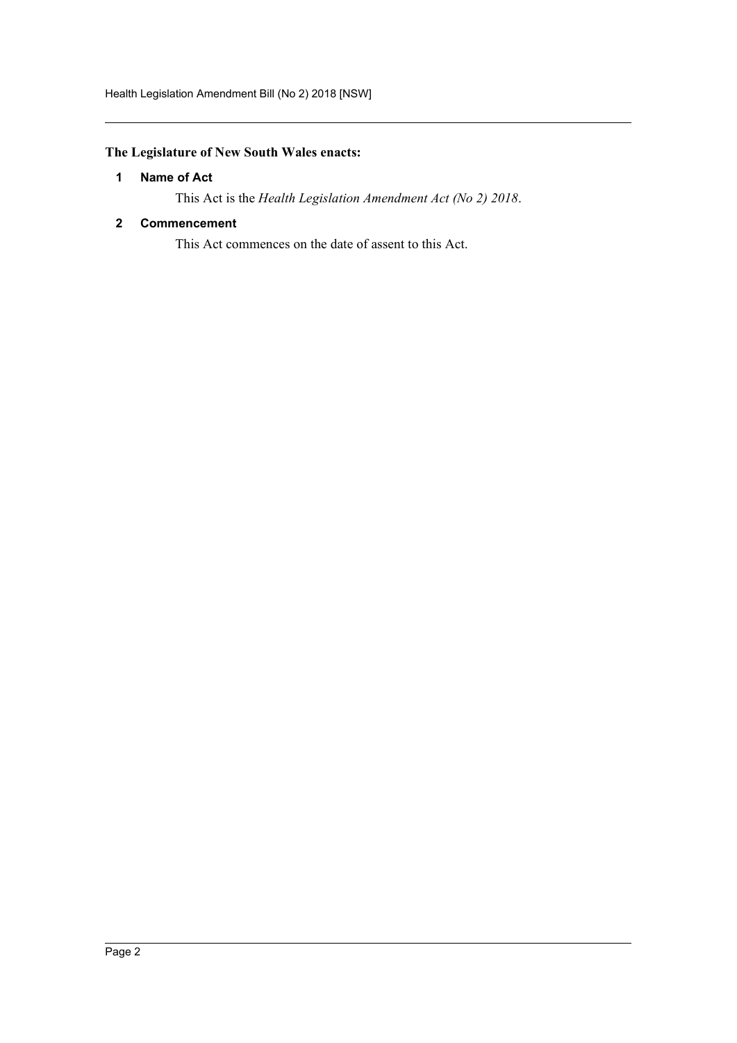**The Legislature of New South Wales enacts:**

### 1 Name of Act

This Act is the *Health Legislation Amendment Act (No 2) 2018*.

### 2 Commencement

This Act commences on the date of assent to this Act.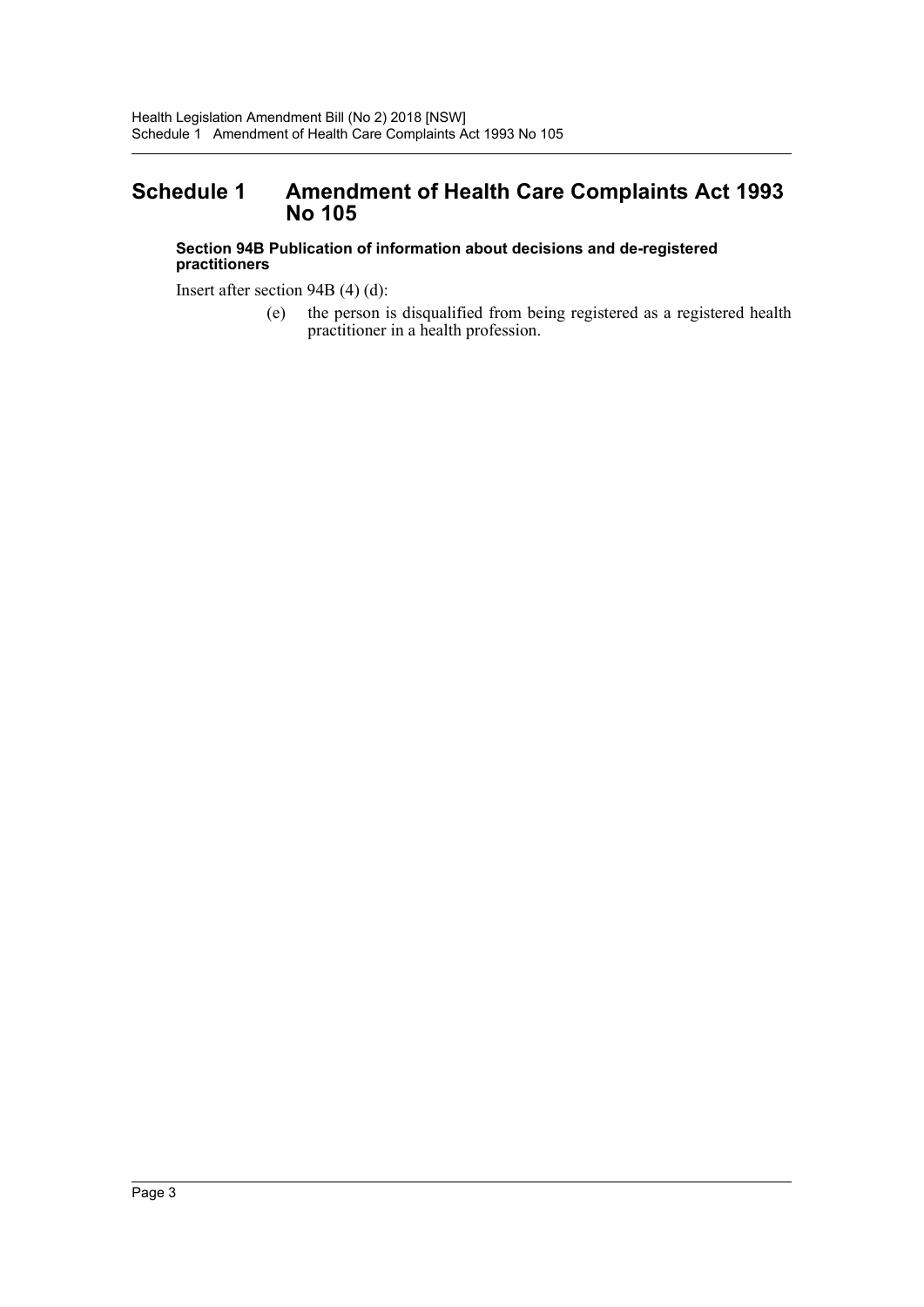# Schedule 1 Amendment of Health Care Complaints Act 1993 No 105

**Section 94B Publication of information about decisions and de-registered practitioners**

Insert after section 94B (4) (d):

(e) the person is disqualified from being registered as a registered health practitioner in a health profession.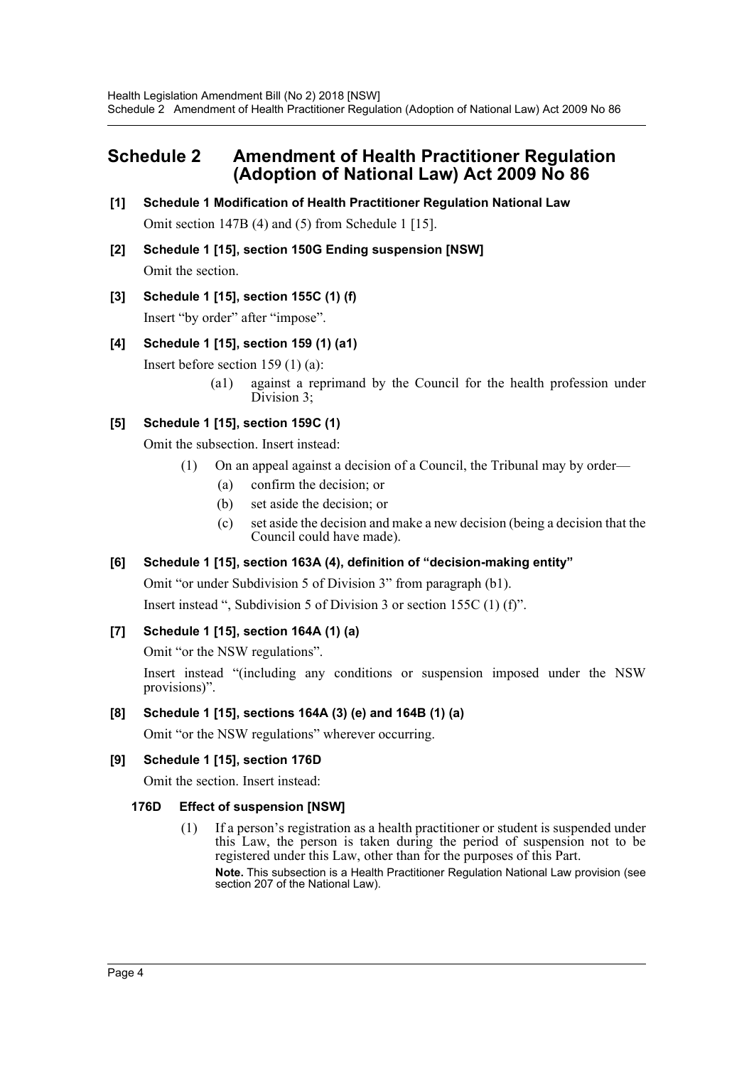# Schedule 2 Amendment of Health Practitioner Regulation (Adoption of National Law) Act 2009 No 86

**[1] Schedule 1 Modification of Health Practitioner Regulation National Law**

Omit section 147B (4) and (5) from Schedule 1 [15].

**[2] Schedule 1 [15], section 150G Ending suspension [NSW]**

Omit the section.

**[3] Schedule 1 [15], section 155C (1) (f)**

Insert "by order" after "impose".

**[4] Schedule 1 [15], section 159 (1) (a1)**

Insert before section 159 (1) (a):

> (a1) against a reprimand by the Council for the health profession under Division 3;

**[5] Schedule 1 [15], section 159C (1)**

Omit the subsection. Insert instead:

> (1) On an appeal against a decision of a Council, the Tribunal may by order—
>
> (a) confirm the decision; or
>
> (b) set aside the decision; or
>
> (c) set aside the decision and make a new decision (being a decision that the Council could have made).

**[6] Schedule 1 [15], section 163A (4), definition of "decision-making entity"**

Omit "or under Subdivision 5 of Division 3" from paragraph (b1).

Insert instead ", Subdivision 5 of Division 3 or section 155C (1) (f)".

**[7] Schedule 1 [15], section 164A (1) (a)**

Omit "or the NSW regulations".

Insert instead "(including any conditions or suspension imposed under the NSW provisions)".

**[8] Schedule 1 [15], sections 164A (3) (e) and 164B (1) (a)**

Omit "or the NSW regulations" wherever occurring.

**[9] Schedule 1 [15], section 176D**

Omit the section. Insert instead:

### 176D Effect of suspension [NSW]

> (1) If a person's registration as a health practitioner or student is suspended under this Law, the person is taken during the period of suspension not to be registered under this Law, other than for the purposes of this Part.
>
> **Note.** This subsection is a Health Practitioner Regulation National Law provision (see section 207 of the National Law).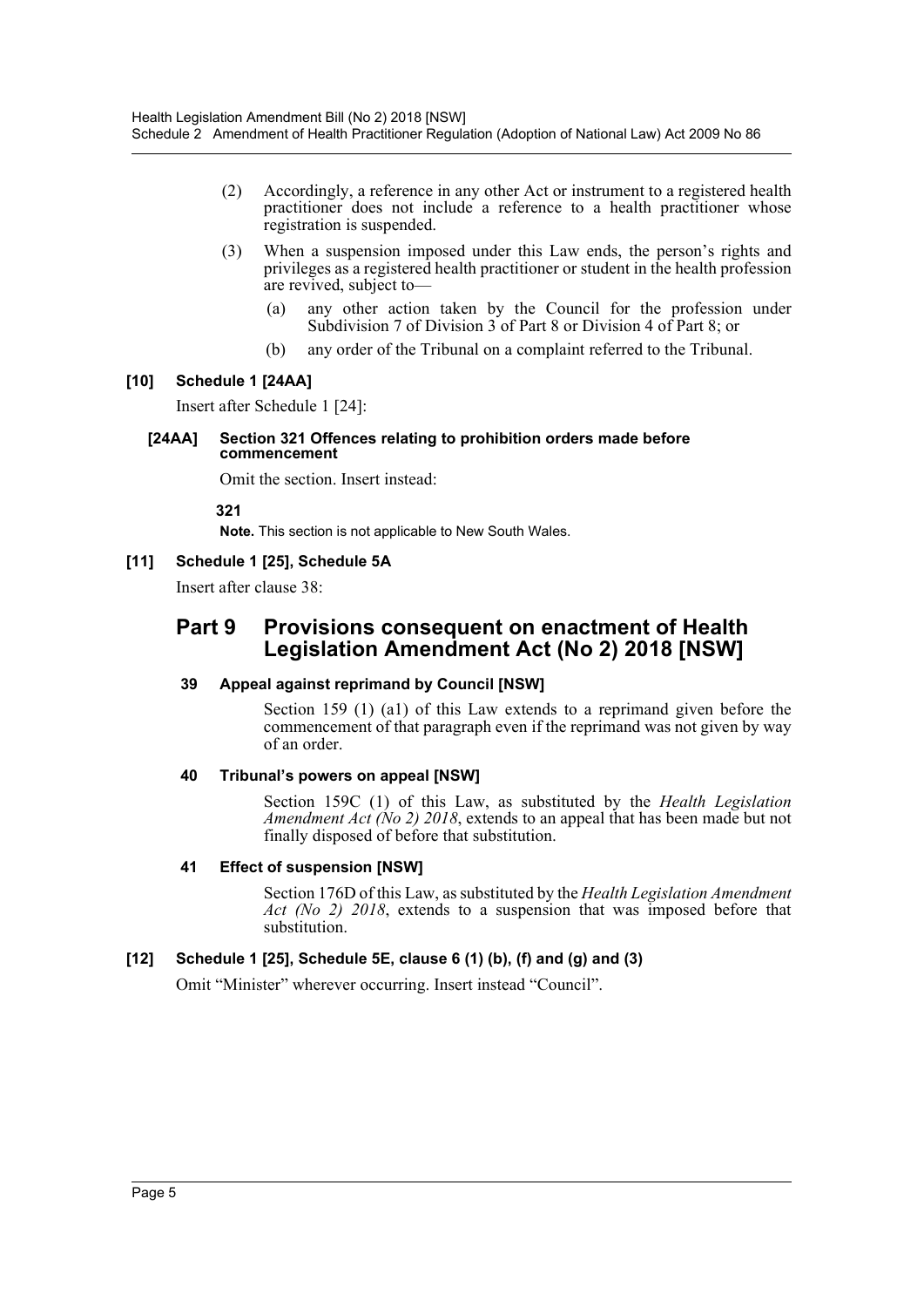(2) Accordingly, a reference in any other Act or instrument to a registered health practitioner does not include a reference to a health practitioner whose registration is suspended.

(3) When a suspension imposed under this Law ends, the person's rights and privileges as a registered health practitioner or student in the health profession are revived, subject to—

(a) any other action taken by the Council for the profession under Subdivision 7 of Division 3 of Part 8 or Division 4 of Part 8; or

(b) any order of the Tribunal on a complaint referred to the Tribunal.

### [10] Schedule 1 [24AA]

Insert after Schedule 1 [24]:

#### [24AA] Section 321 Offences relating to prohibition orders made before commencement

Omit the section. Insert instead:

**321**

**Note.** This section is not applicable to New South Wales.

### [11] Schedule 1 [25], Schedule 5A

Insert after clause 38:

## Part 9 Provisions consequent on enactment of Health Legislation Amendment Act (No 2) 2018 [NSW]

#### 39 Appeal against reprimand by Council [NSW]

Section 159 (1) (a1) of this Law extends to a reprimand given before the commencement of that paragraph even if the reprimand was not given by way of an order.

#### 40 Tribunal's powers on appeal [NSW]

Section 159C (1) of this Law, as substituted by the *Health Legislation Amendment Act (No 2) 2018*, extends to an appeal that has been made but not finally disposed of before that substitution.

#### 41 Effect of suspension [NSW]

Section 176D of this Law, as substituted by the *Health Legislation Amendment Act (No 2) 2018*, extends to a suspension that was imposed before that substitution.

### [12] Schedule 1 [25], Schedule 5E, clause 6 (1) (b), (f) and (g) and (3)

Omit "Minister" wherever occurring. Insert instead "Council".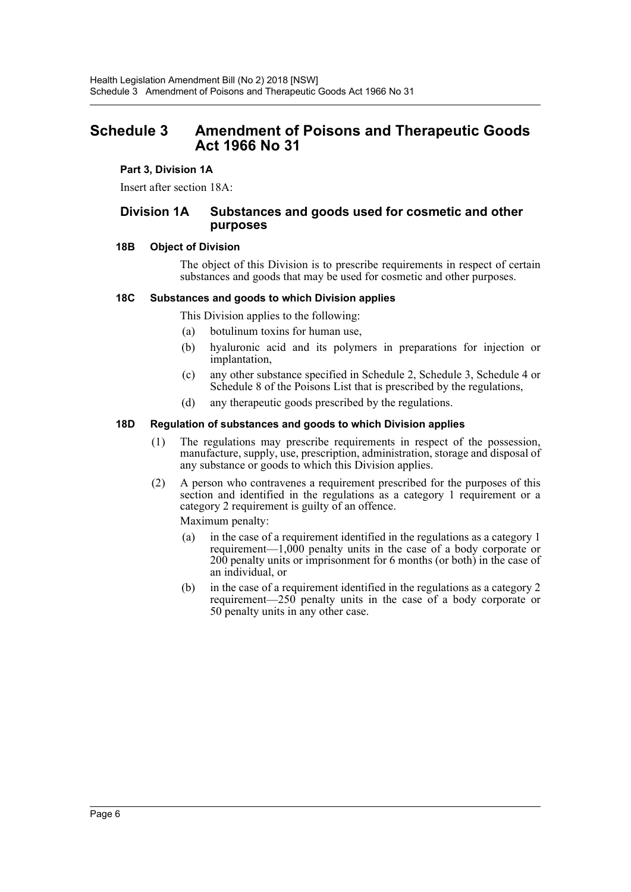# Schedule 3 Amendment of Poisons and Therapeutic Goods Act 1966 No 31

**Part 3, Division 1A**

Insert after section 18A:

## Division 1A Substances and goods used for cosmetic and other purposes

**18B Object of Division**

The object of this Division is to prescribe requirements in respect of certain substances and goods that may be used for cosmetic and other purposes.

**18C Substances and goods to which Division applies**

This Division applies to the following:

(a) botulinum toxins for human use,

(b) hyaluronic acid and its polymers in preparations for injection or implantation,

(c) any other substance specified in Schedule 2, Schedule 3, Schedule 4 or Schedule 8 of the Poisons List that is prescribed by the regulations,

(d) any therapeutic goods prescribed by the regulations.

**18D Regulation of substances and goods to which Division applies**

(1) The regulations may prescribe requirements in respect of the possession, manufacture, supply, use, prescription, administration, storage and disposal of any substance or goods to which this Division applies.

(2) A person who contravenes a requirement prescribed for the purposes of this section and identified in the regulations as a category 1 requirement or a category 2 requirement is guilty of an offence.

Maximum penalty:

(a) in the case of a requirement identified in the regulations as a category 1 requirement—1,000 penalty units in the case of a body corporate or 200 penalty units or imprisonment for 6 months (or both) in the case of an individual, or

(b) in the case of a requirement identified in the regulations as a category 2 requirement—250 penalty units in the case of a body corporate or 50 penalty units in any other case.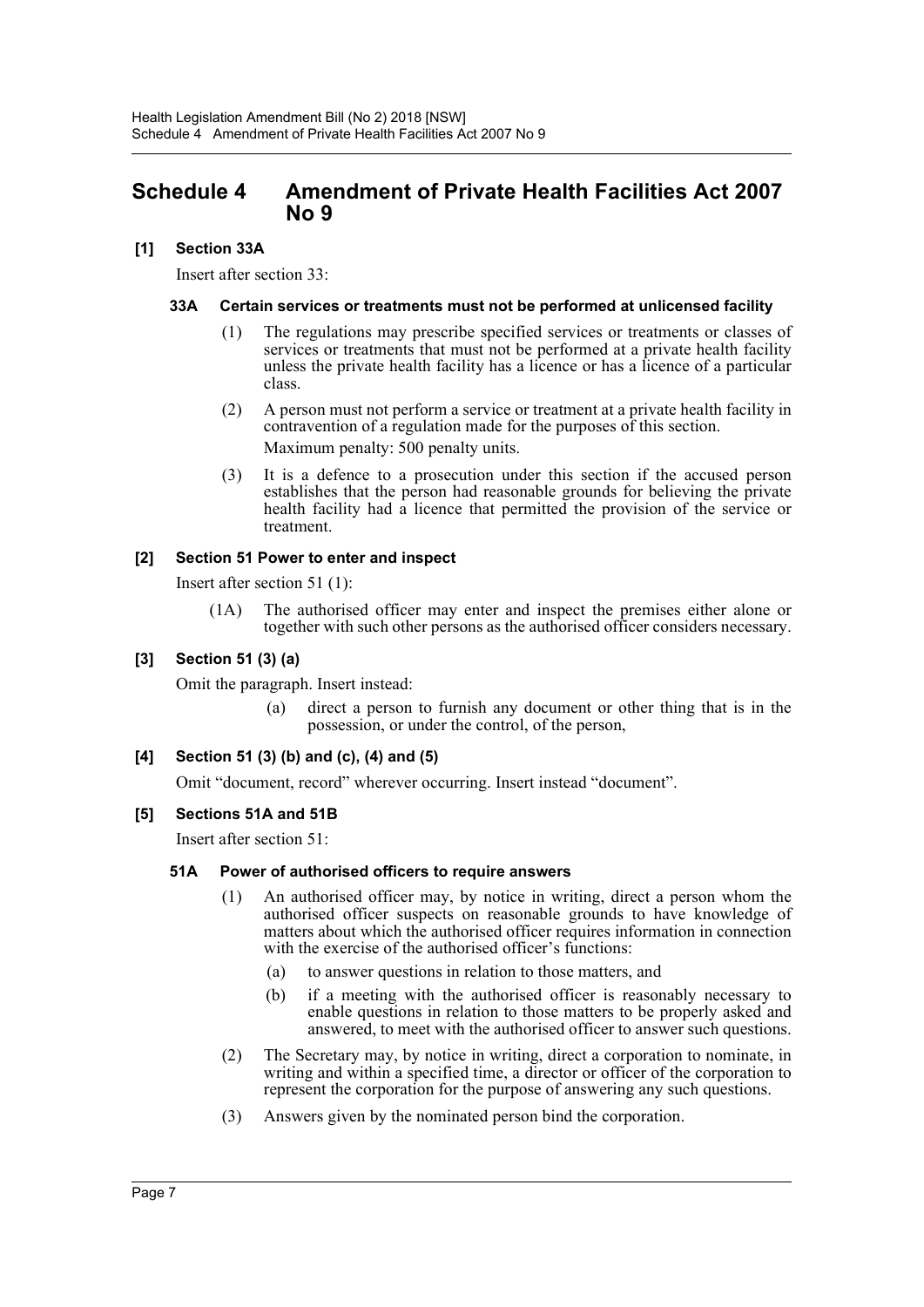## Schedule 4 Amendment of Private Health Facilities Act 2007 No 9

**[1] Section 33A**

Insert after section 33:

**33A Certain services or treatments must not be performed at unlicensed facility**

(1) The regulations may prescribe specified services or treatments or classes of services or treatments that must not be performed at a private health facility unless the private health facility has a licence or has a licence of a particular class.

(2) A person must not perform a service or treatment at a private health facility in contravention of a regulation made for the purposes of this section.

Maximum penalty: 500 penalty units.

(3) It is a defence to a prosecution under this section if the accused person establishes that the person had reasonable grounds for believing the private health facility had a licence that permitted the provision of the service or treatment.

**[2] Section 51 Power to enter and inspect**

Insert after section 51 (1):

(1A) The authorised officer may enter and inspect the premises either alone or together with such other persons as the authorised officer considers necessary.

**[3] Section 51 (3) (a)**

Omit the paragraph. Insert instead:

(a) direct a person to furnish any document or other thing that is in the possession, or under the control, of the person,

**[4] Section 51 (3) (b) and (c), (4) and (5)**

Omit "document, record" wherever occurring. Insert instead "document".

**[5] Sections 51A and 51B**

Insert after section 51:

**51A Power of authorised officers to require answers**

(1) An authorised officer may, by notice in writing, direct a person whom the authorised officer suspects on reasonable grounds to have knowledge of matters about which the authorised officer requires information in connection with the exercise of the authorised officer's functions:

(a) to answer questions in relation to those matters, and

(b) if a meeting with the authorised officer is reasonably necessary to enable questions in relation to those matters to be properly asked and answered, to meet with the authorised officer to answer such questions.

(2) The Secretary may, by notice in writing, direct a corporation to nominate, in writing and within a specified time, a director or officer of the corporation to represent the corporation for the purpose of answering any such questions.

(3) Answers given by the nominated person bind the corporation.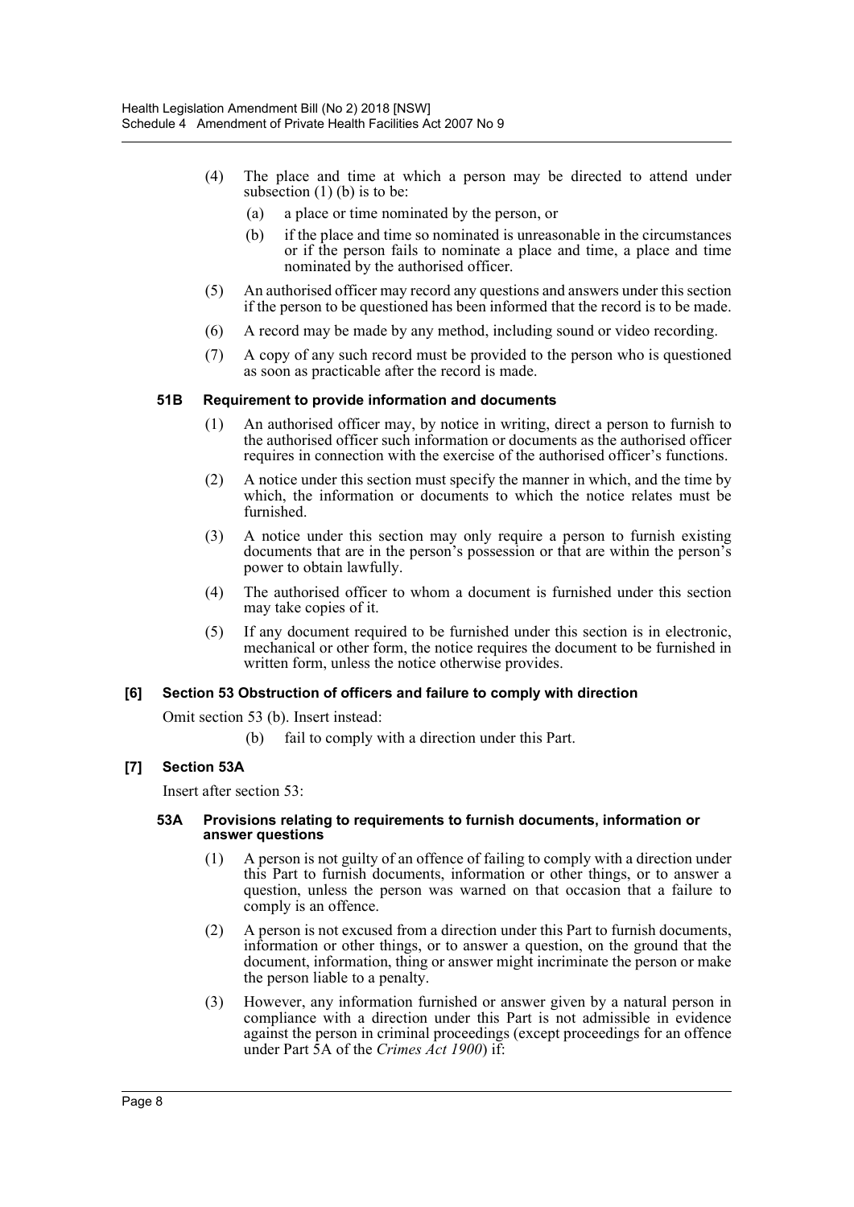(4) The place and time at which a person may be directed to attend under subsection (1) (b) is to be:

(a) a place or time nominated by the person, or

(b) if the place and time so nominated is unreasonable in the circumstances or if the person fails to nominate a place and time, a place and time nominated by the authorised officer.

(5) An authorised officer may record any questions and answers under this section if the person to be questioned has been informed that the record is to be made.

(6) A record may be made by any method, including sound or video recording.

(7) A copy of any such record must be provided to the person who is questioned as soon as practicable after the record is made.

#### 51B Requirement to provide information and documents

(1) An authorised officer may, by notice in writing, direct a person to furnish to the authorised officer such information or documents as the authorised officer requires in connection with the exercise of the authorised officer's functions.

(2) A notice under this section must specify the manner in which, and the time by which, the information or documents to which the notice relates must be furnished.

(3) A notice under this section may only require a person to furnish existing documents that are in the person's possession or that are within the person's power to obtain lawfully.

(4) The authorised officer to whom a document is furnished under this section may take copies of it.

(5) If any document required to be furnished under this section is in electronic, mechanical or other form, the notice requires the document to be furnished in written form, unless the notice otherwise provides.

### [6] Section 53 Obstruction of officers and failure to comply with direction

Omit section 53 (b). Insert instead:

(b) fail to comply with a direction under this Part.

### [7] Section 53A

Insert after section 53:

#### 53A Provisions relating to requirements to furnish documents, information or answer questions

(1) A person is not guilty of an offence of failing to comply with a direction under this Part to furnish documents, information or other things, or to answer a question, unless the person was warned on that occasion that a failure to comply is an offence.

(2) A person is not excused from a direction under this Part to furnish documents, information or other things, or to answer a question, on the ground that the document, information, thing or answer might incriminate the person or make the person liable to a penalty.

(3) However, any information furnished or answer given by a natural person in compliance with a direction under this Part is not admissible in evidence against the person in criminal proceedings (except proceedings for an offence under Part 5A of the *Crimes Act 1900*) if: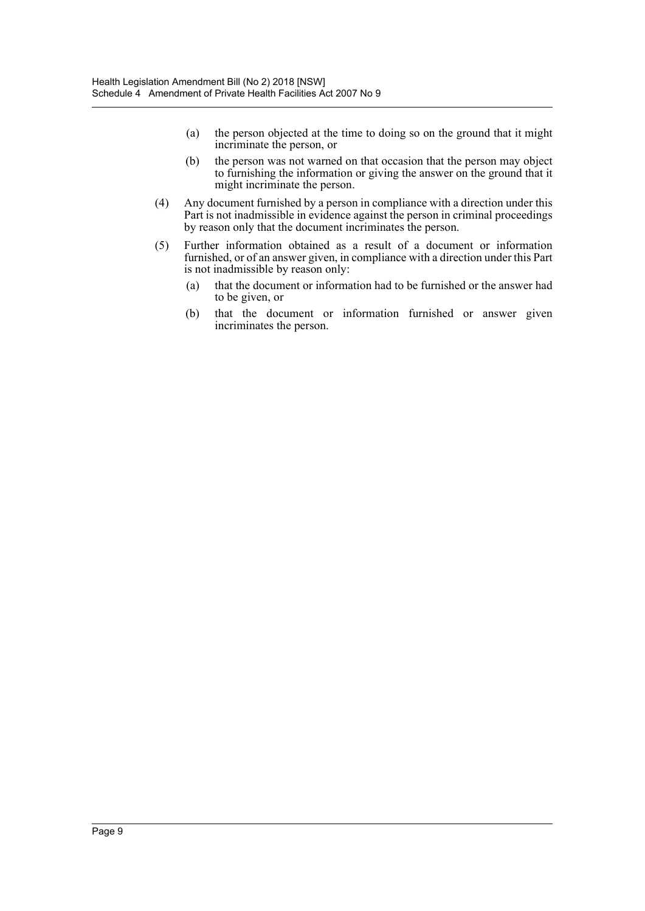(a) the person objected at the time to doing so on the ground that it might incriminate the person, or

(b) the person was not warned on that occasion that the person may object to furnishing the information or giving the answer on the ground that it might incriminate the person.

(4) Any document furnished by a person in compliance with a direction under this Part is not inadmissible in evidence against the person in criminal proceedings by reason only that the document incriminates the person.

(5) Further information obtained as a result of a document or information furnished, or of an answer given, in compliance with a direction under this Part is not inadmissible by reason only:

(a) that the document or information had to be furnished or the answer had to be given, or

(b) that the document or information furnished or answer given incriminates the person.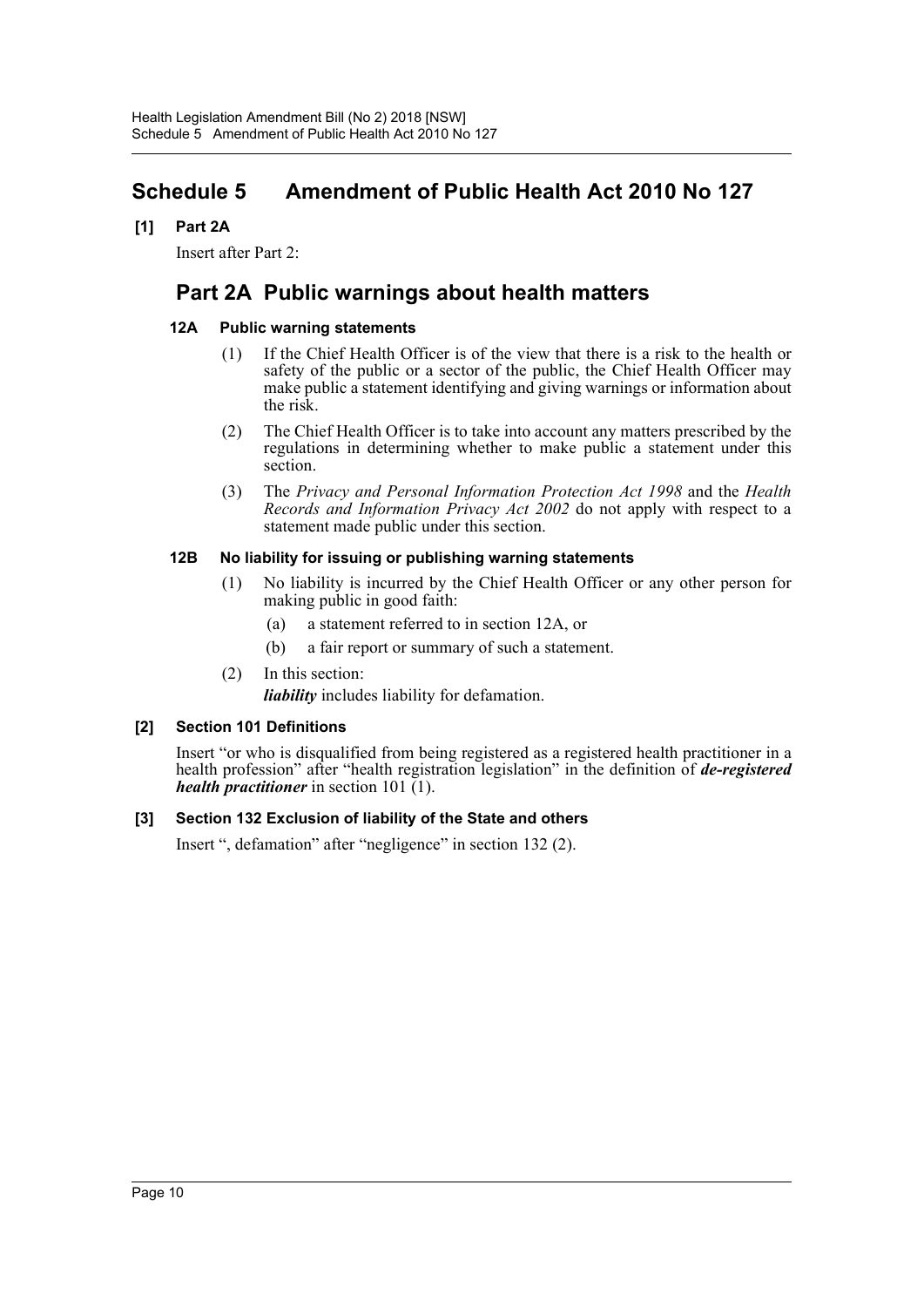# Schedule 5 Amendment of Public Health Act 2010 No 127

### [1] Part 2A

Insert after Part 2:

## Part 2A Public warnings about health matters

### 12A Public warning statements

(1) If the Chief Health Officer is of the view that there is a risk to the health or safety of the public or a sector of the public, the Chief Health Officer may make public a statement identifying and giving warnings or information about the risk.

(2) The Chief Health Officer is to take into account any matters prescribed by the regulations in determining whether to make public a statement under this section.

(3) The *Privacy and Personal Information Protection Act 1998* and the *Health Records and Information Privacy Act 2002* do not apply with respect to a statement made public under this section.

### 12B No liability for issuing or publishing warning statements

(1) No liability is incurred by the Chief Health Officer or any other person for making public in good faith:

(a) a statement referred to in section 12A, or

(b) a fair report or summary of such a statement.

(2) In this section:

***liability*** includes liability for defamation.

### [2] Section 101 Definitions

Insert "or who is disqualified from being registered as a registered health practitioner in a health profession" after "health registration legislation" in the definition of ***de-registered health practitioner*** in section 101 (1).

### [3] Section 132 Exclusion of liability of the State and others

Insert ", defamation" after "negligence" in section 132 (2).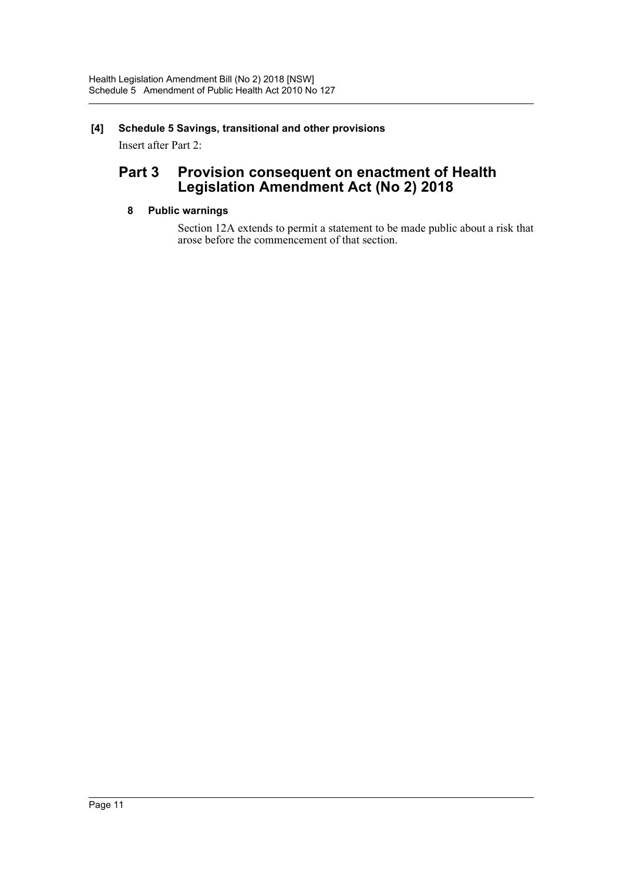**[4] Schedule 5 Savings, transitional and other provisions**

Insert after Part 2:

## Part 3 Provision consequent on enactment of Health Legislation Amendment Act (No 2) 2018

### 8 Public warnings

Section 12A extends to permit a statement to be made public about a risk that arose before the commencement of that section.